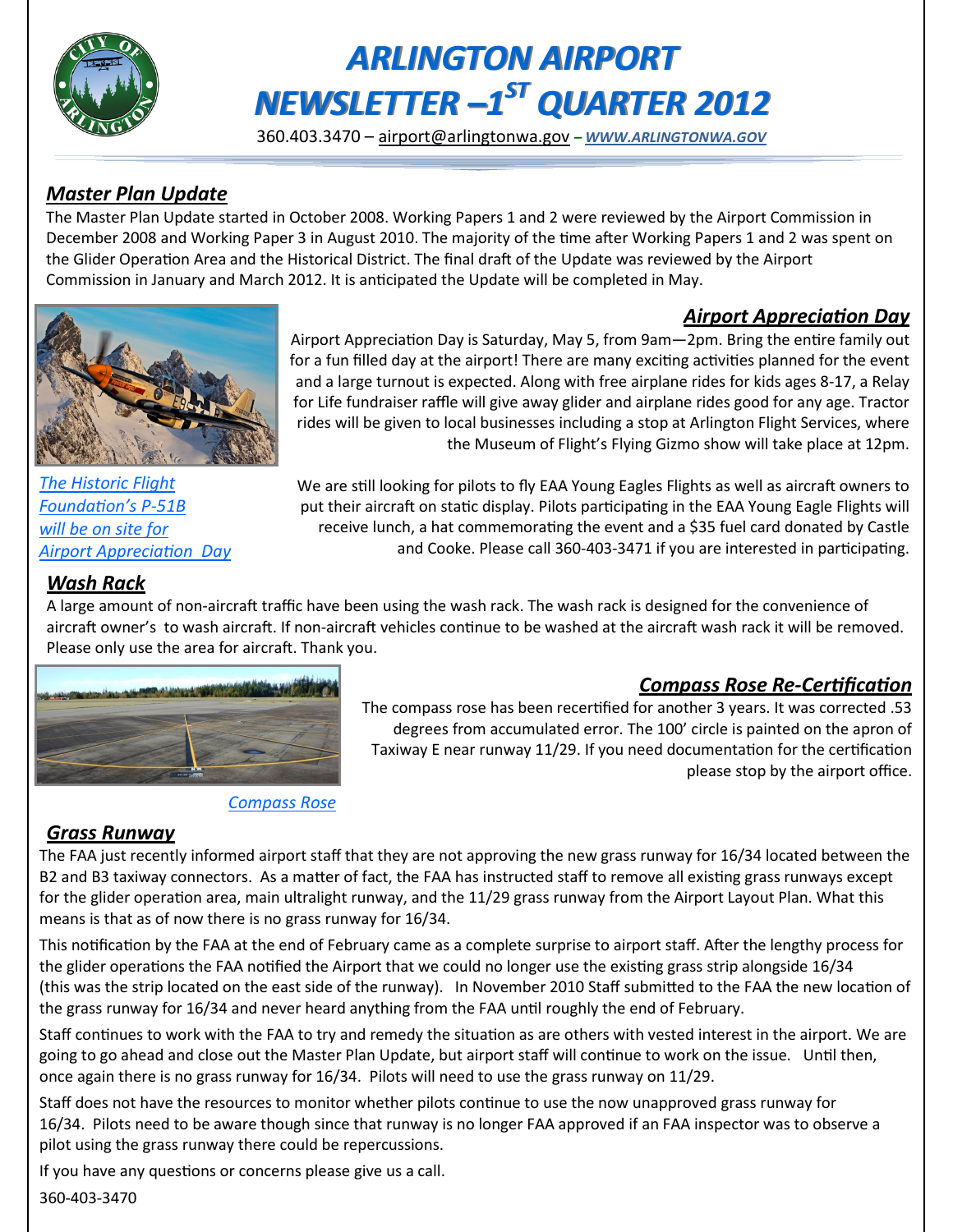# ARLINGTON AIRPORT NEWSLETTER –1ST QUARTER 2012

360.403.3470 – airport@arlingtonwa.gov – *WWW.ARLINGTONWA.GOV*

## *Master Plan Update*

The Master Plan Update started in October 2008. Working Papers 1 and 2 were reviewed by the Airport Commission in December 2008 and Working Paper 3 in August 2010. The majority of the time after Working Papers 1 and 2 was spent on the Glider Operation Area and the Historical District. The final draft of the Update was reviewed by the Airport Commission in January and March 2012. It is anticipated the Update will be completed in May.

## *Airport Appreciation Day*

Airport Appreciation Day is Saturday, May 5, from 9am—2pm. Bring the entire family out for a fun filled day at the airport! There are many exciting activities planned for the event and a large turnout is expected. Along with free airplane rides for kids ages 8-17, a Relay for Life fundraiser raffle will give away glider and airplane rides good for any age. Tractor rides will be given to local businesses including a stop at Arlington Flight Services, where the Museum of Flight's Flying Gizmo show will take place at 12pm.

We are still looking for pilots to fly EAA Young Eagles Flights as well as aircraft owners to put their aircraft on static display. Pilots participating in the EAA Young Eagle Flights will receive lunch, a hat commemorating the event and a $35 fuel card donated by Castle and Cooke. Please call 360-403-3471 if you are interested in participating.

*The Historic Flight Foundation's P-51B will be on site for Airport Appreciation Day*

## *Wash Rack*

A large amount of non-aircraft traffic have been using the wash rack. The wash rack is designed for the convenience of aircraft owner's to wash aircraft. If non-aircraft vehicles continue to be washed at the aircraft wash rack it will be removed. Please only use the area for aircraft. Thank you.

## *Compass Rose Re-Certification*

The compass rose has been recertified for another 3 years. It was corrected .53 degrees from accumulated error. The 100' circle is painted on the apron of Taxiway E near runway 11/29. If you need documentation for the certification please stop by the airport office.

*Compass Rose*

## *Grass Runway*

The FAA just recently informed airport staff that they are not approving the new grass runway for 16/34 located between the B2 and B3 taxiway connectors. As a matter of fact, the FAA has instructed staff to remove all existing grass runways except for the glider operation area, main ultralight runway, and the 11/29 grass runway from the Airport Layout Plan. What this means is that as of now there is no grass runway for 16/34.

This notification by the FAA at the end of February came as a complete surprise to airport staff. After the lengthy process for the glider operations the FAA notified the Airport that we could no longer use the existing grass strip alongside 16/34 (this was the strip located on the east side of the runway). In November 2010 Staff submitted to the FAA the new location of the grass runway for 16/34 and never heard anything from the FAA until roughly the end of February.

Staff continues to work with the FAA to try and remedy the situation as are others with vested interest in the airport. We are going to go ahead and close out the Master Plan Update, but airport staff will continue to work on the issue. Until then, once again there is no grass runway for 16/34. Pilots will need to use the grass runway on 11/29.

Staff does not have the resources to monitor whether pilots continue to use the now unapproved grass runway for 16/34. Pilots need to be aware though since that runway is no longer FAA approved if an FAA inspector was to observe a pilot using the grass runway there could be repercussions.

If you have any questions or concerns please give us a call.

360-403-3470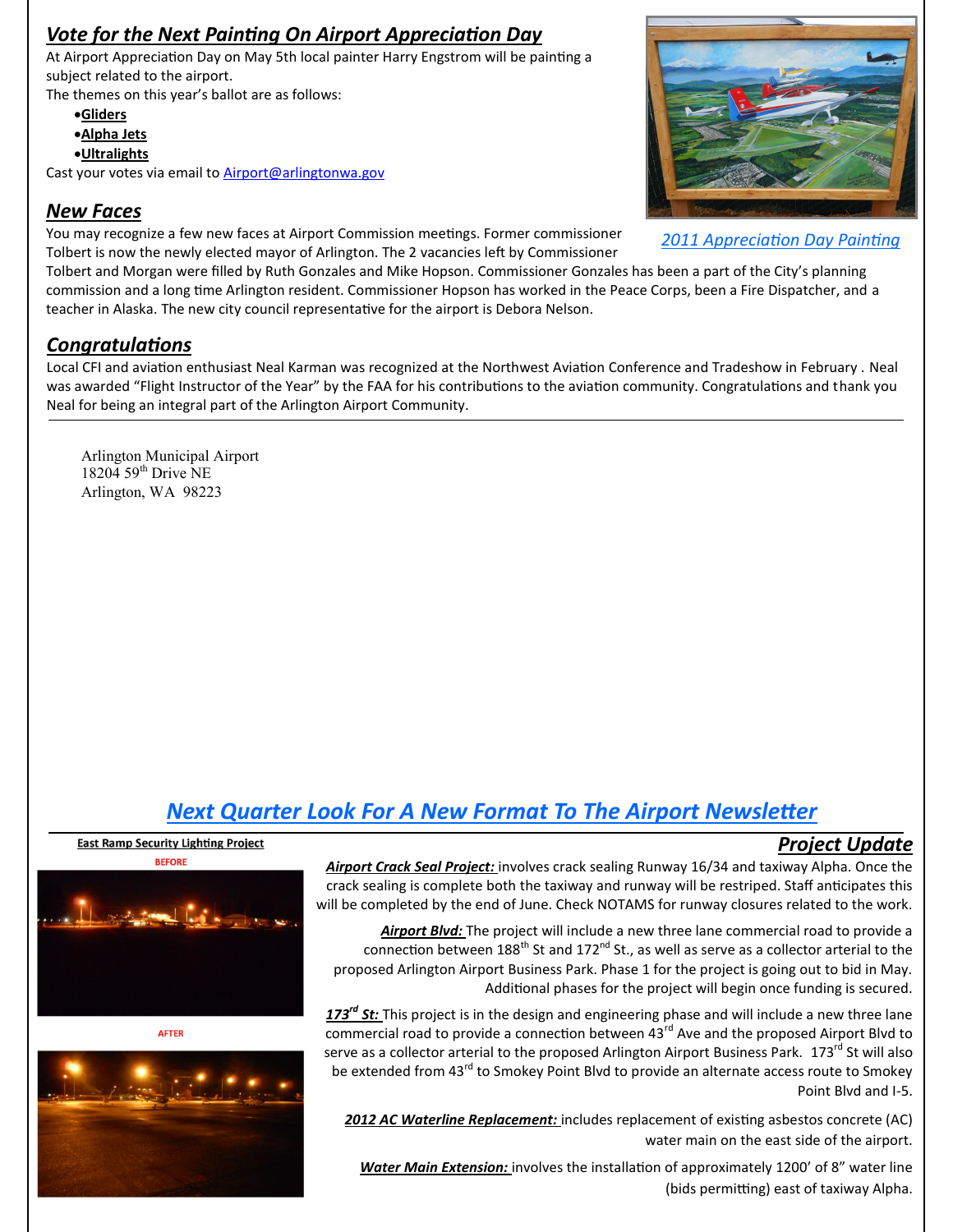## *Vote for the Next Painting On Airport Appreciation Day*

At Airport Appreciation Day on May 5th local painter Harry Engstrom will be painting a subject related to the airport.

The themes on this year's ballot are as follows:

- **Gliders**
- **Alpha Jets**
- **Ultralights**

Cast your votes via email to Airport@arlingtonwa.gov

*2011 Appreciation Day Painting*

## *New Faces*

You may recognize a few new faces at Airport Commission meetings. Former commissioner Tolbert is now the newly elected mayor of Arlington. The 2 vacancies left by Commissioner Tolbert and Morgan were filled by Ruth Gonzales and Mike Hopson. Commissioner Gonzales has been a part of the City's planning commission and a long time Arlington resident. Commissioner Hopson has worked in the Peace Corps, been a Fire Dispatcher, and a teacher in Alaska. The new city council representative for the airport is Debora Nelson.

## *Congratulations*

Local CFI and aviation enthusiast Neal Karman was recognized at the Northwest Aviation Conference and Tradeshow in February . Neal was awarded "Flight Instructor of the Year" by the FAA for his contributions to the aviation community. Congratulations and thank you Neal for being an integral part of the Arlington Airport Community.

---

Arlington Municipal Airport
18204 59th Drive NE
Arlington, WA 98223

## *Next Quarter Look For A New Format To The Airport Newsletter*

**East Ramp Security Lighting Project**

BEFORE

AFTER

## *Project Update*

***Airport Crack Seal Project:*** involves crack sealing Runway 16/34 and taxiway Alpha. Once the crack sealing is complete both the taxiway and runway will be restriped. Staff anticipates this will be completed by the end of June. Check NOTAMS for runway closures related to the work.

***Airport Blvd:*** The project will include a new three lane commercial road to provide a connection between 188th St and 172nd St., as well as serve as a collector arterial to the proposed Arlington Airport Business Park. Phase 1 for the project is going out to bid in May. Additional phases for the project will begin once funding is secured.

***173rd St:*** This project is in the design and engineering phase and will include a new three lane commercial road to provide a connection between 43rd Ave and the proposed Airport Blvd to serve as a collector arterial to the proposed Arlington Airport Business Park. 173rd St will also be extended from 43rd to Smokey Point Blvd to provide an alternate access route to Smokey Point Blvd and I-5.

***2012 AC Waterline Replacement:*** includes replacement of existing asbestos concrete (AC) water main on the east side of the airport.

***Water Main Extension:*** involves the installation of approximately 1200' of 8" water line (bids permitting) east of taxiway Alpha.